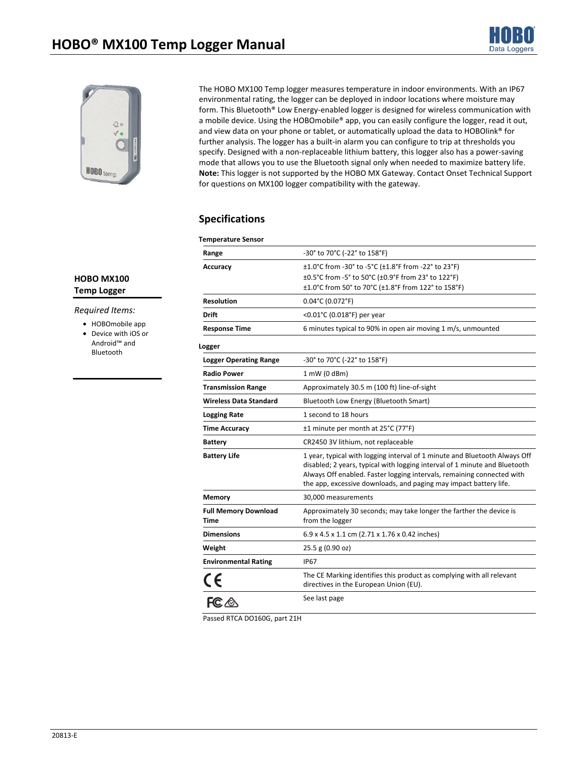# HOBO® MX100 Temp Logger Manual

The HOBO MX100 Temp logger measures temperature in indoor environments. With an IP67 environmental rating, the logger can be deployed in indoor locations where moisture may form. This Bluetooth® Low Energy-enabled logger is designed for wireless communication with a mobile device. Using the HOBOmobile® app, you can easily configure the logger, read it out, and view data on your phone or tablet, or automatically upload the data to HOBOlink® for further analysis. The logger has a built-in alarm you can configure to trip at thresholds you specify. Designed with a non-replaceable lithium battery, this logger also has a power-saving mode that allows you to use the Bluetooth signal only when needed to maximize battery life. **Note:** This logger is not supported by the HOBO MX Gateway. Contact Onset Technical Support for questions on MX100 logger compatibility with the gateway.

**HOBO MX100 Temp Logger**

*Required Items:*

- HOBOmobile app
- Device with iOS or Android™ and Bluetooth

## Specifications

**Temperature Sensor**

| | |
|---|---|
| **Range** | -30° to 70°C (-22° to 158°F) |
| **Accuracy** | ±1.0°C from -30° to -5°C (±1.8°F from -22° to 23°F)<br>±0.5°C from -5° to 50°C (±0.9°F from 23° to 122°F)<br>±1.0°C from 50° to 70°C (±1.8°F from 122° to 158°F) |
| **Resolution** | 0.04°C (0.072°F) |
| **Drift** | <0.01°C (0.018°F) per year |
| **Response Time** | 6 minutes typical to 90% in open air moving 1 m/s, unmounted |

**Logger**

| | |
|---|---|
| **Logger Operating Range** | -30° to 70°C (-22° to 158°F) |
| **Radio Power** | 1 mW (0 dBm) |
| **Transmission Range** | Approximately 30.5 m (100 ft) line-of-sight |
| **Wireless Data Standard** | Bluetooth Low Energy (Bluetooth Smart) |
| **Logging Rate** | 1 second to 18 hours |
| **Time Accuracy** | ±1 minute per month at 25°C (77°F) |
| **Battery** | CR2450 3V lithium, not replaceable |
| **Battery Life** | 1 year, typical with logging interval of 1 minute and Bluetooth Always Off disabled; 2 years, typical with logging interval of 1 minute and Bluetooth Always Off enabled. Faster logging intervals, remaining connected with the app, excessive downloads, and paging may impact battery life. |
| **Memory** | 30,000 measurements |
| **Full Memory Download Time** | Approximately 30 seconds; may take longer the farther the device is from the logger |
| **Dimensions** | 6.9 x 4.5 x 1.1 cm (2.71 x 1.76 x 0.42 inches) |
| **Weight** | 25.5 g (0.90 oz) |
| **Environmental Rating** | IP67 |
| CE | The CE Marking identifies this product as complying with all relevant directives in the European Union (EU). |
| FC | See last page |

Passed RTCA DO160G, part 21H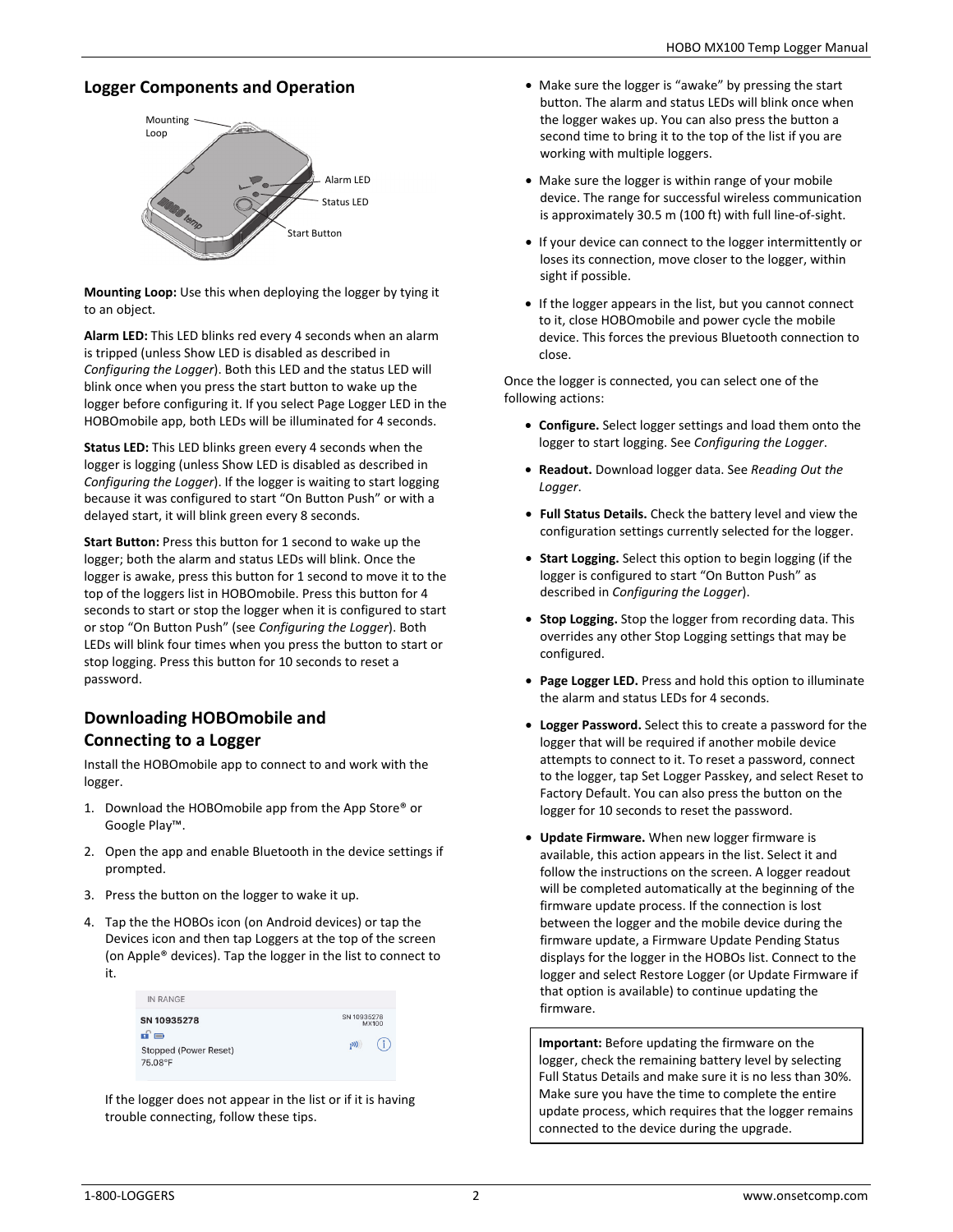## Logger Components and Operation

**Mounting Loop:** Use this when deploying the logger by tying it to an object.

**Alarm LED:** This LED blinks red every 4 seconds when an alarm is tripped (unless Show LED is disabled as described in *Configuring the Logger*). Both this LED and the status LED will blink once when you press the start button to wake up the logger before configuring it. If you select Page Logger LED in the HOBOmobile app, both LEDs will be illuminated for 4 seconds.

**Status LED:** This LED blinks green every 4 seconds when the logger is logging (unless Show LED is disabled as described in *Configuring the Logger*). If the logger is waiting to start logging because it was configured to start "On Button Push" or with a delayed start, it will blink green every 8 seconds.

**Start Button:** Press this button for 1 second to wake up the logger; both the alarm and status LEDs will blink. Once the logger is awake, press this button for 1 second to move it to the top of the loggers list in HOBOmobile. Press this button for 4 seconds to start or stop the logger when it is configured to start or stop "On Button Push" (see *Configuring the Logger*). Both LEDs will blink four times when you press the button to start or stop logging. Press this button for 10 seconds to reset a password.

## Downloading HOBOmobile and Connecting to a Logger

Install the HOBOmobile app to connect to and work with the logger.

1. Download the HOBOmobile app from the App Store® or Google Play™.
2. Open the app and enable Bluetooth in the device settings if prompted.
3. Press the button on the logger to wake it up.
4. Tap the the HOBOs icon (on Android devices) or tap the Devices icon and then tap Loggers at the top of the screen (on Apple® devices). Tap the logger in the list to connect to it.

   If the logger does not appear in the list or if it is having trouble connecting, follow these tips.

- Make sure the logger is "awake" by pressing the start button. The alarm and status LEDs will blink once when the logger wakes up. You can also press the button a second time to bring it to the top of the list if you are working with multiple loggers.
- Make sure the logger is within range of your mobile device. The range for successful wireless communication is approximately 30.5 m (100 ft) with full line-of-sight.
- If your device can connect to the logger intermittently or loses its connection, move closer to the logger, within sight if possible.
- If the logger appears in the list, but you cannot connect to it, close HOBOmobile and power cycle the mobile device. This forces the previous Bluetooth connection to close.

Once the logger is connected, you can select one of the following actions:

- **Configure.** Select logger settings and load them onto the logger to start logging. See *Configuring the Logger*.
- **Readout.** Download logger data. See *Reading Out the Logger*.
- **Full Status Details.** Check the battery level and view the configuration settings currently selected for the logger.
- **Start Logging.** Select this option to begin logging (if the logger is configured to start "On Button Push" as described in *Configuring the Logger*).
- **Stop Logging.** Stop the logger from recording data. This overrides any other Stop Logging settings that may be configured.
- **Page Logger LED.** Press and hold this option to illuminate the alarm and status LEDs for 4 seconds.
- **Logger Password.** Select this to create a password for the logger that will be required if another mobile device attempts to connect to it. To reset a password, connect to the logger, tap Set Logger Passkey, and select Reset to Factory Default. You can also press the button on the logger for 10 seconds to reset the password.
- **Update Firmware.** When new logger firmware is available, this action appears in the list. Select it and follow the instructions on the screen. A logger readout will be completed automatically at the beginning of the firmware update process. If the connection is lost between the logger and the mobile device during the firmware update, a Firmware Update Pending Status displays for the logger in the HOBOs list. Connect to the logger and select Restore Logger (or Update Firmware if that option is available) to continue updating the firmware.

**Important:** Before updating the firmware on the logger, check the remaining battery level by selecting Full Status Details and make sure it is no less than 30%. Make sure you have the time to complete the entire update process, which requires that the logger remains connected to the device during the upgrade.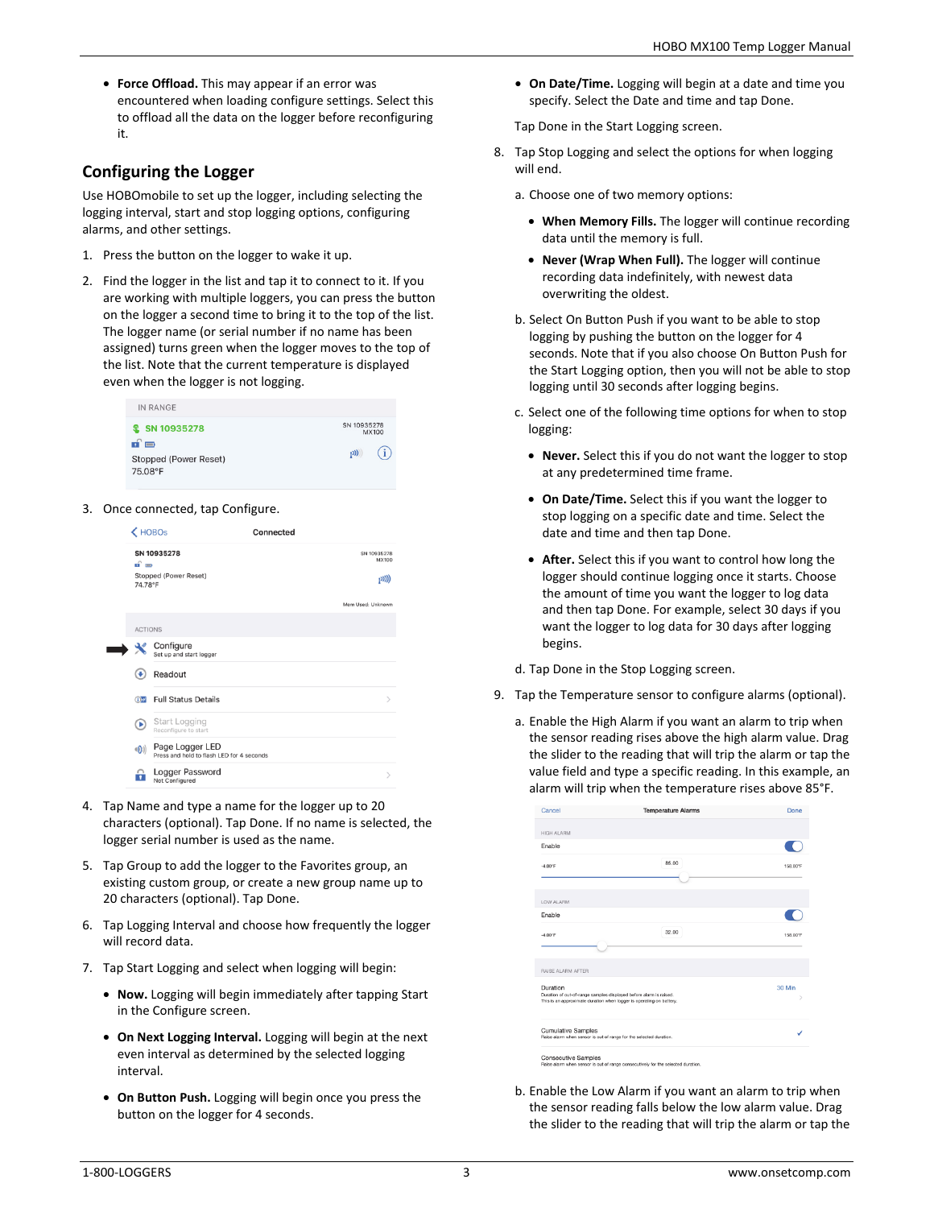- **Force Offload.** This may appear if an error was encountered when loading configure settings. Select this to offload all the data on the logger before reconfiguring it.

## Configuring the Logger

Use HOBOmobile to set up the logger, including selecting the logging interval, start and stop logging options, configuring alarms, and other settings.

1. Press the button on the logger to wake it up.
2. Find the logger in the list and tap it to connect to it. If you are working with multiple loggers, you can press the button on the logger a second time to bring it to the top of the list. The logger name (or serial number if no name has been assigned) turns green when the logger moves to the top of the list. Note that the current temperature is displayed even when the logger is not logging.
3. Once connected, tap Configure.
4. Tap Name and type a name for the logger up to 20 characters (optional). Tap Done. If no name is selected, the logger serial number is used as the name.
5. Tap Group to add the logger to the Favorites group, an existing custom group, or create a new group name up to 20 characters (optional). Tap Done.
6. Tap Logging Interval and choose how frequently the logger will record data.
7. Tap Start Logging and select when logging will begin:
   - **Now.** Logging will begin immediately after tapping Start in the Configure screen.
   - **On Next Logging Interval.** Logging will begin at the next even interval as determined by the selected logging interval.
   - **On Button Push.** Logging will begin once you press the button on the logger for 4 seconds.
   - **On Date/Time.** Logging will begin at a date and time you specify. Select the Date and time and tap Done.

   Tap Done in the Start Logging screen.
8. Tap Stop Logging and select the options for when logging will end.

   a. Choose one of two memory options:
   - **When Memory Fills.** The logger will continue recording data until the memory is full.
   - **Never (Wrap When Full).** The logger will continue recording data indefinitely, with newest data overwriting the oldest.

   b. Select On Button Push if you want to be able to stop logging by pushing the button on the logger for 4 seconds. Note that if you also choose On Button Push for the Start Logging option, then you will not be able to stop logging until 30 seconds after logging begins.

   c. Select one of the following time options for when to stop logging:
   - **Never.** Select this if you do not want the logger to stop at any predetermined time frame.
   - **On Date/Time.** Select this if you want the logger to stop logging on a specific date and time. Select the date and time and then tap Done.
   - **After.** Select this if you want to control how long the logger should continue logging once it starts. Choose the amount of time you want the logger to log data and then tap Done. For example, select 30 days if you want the logger to log data for 30 days after logging begins.

   d. Tap Done in the Stop Logging screen.
9. Tap the Temperature sensor to configure alarms (optional).

   a. Enable the High Alarm if you want an alarm to trip when the sensor reading rises above the high alarm value. Drag the slider to the reading that will trip the alarm or tap the value field and type a specific reading. In this example, an alarm will trip when the temperature rises above 85°F.

   b. Enable the Low Alarm if you want an alarm to trip when the sensor reading falls below the low alarm value. Drag the slider to the reading that will trip the alarm or tap the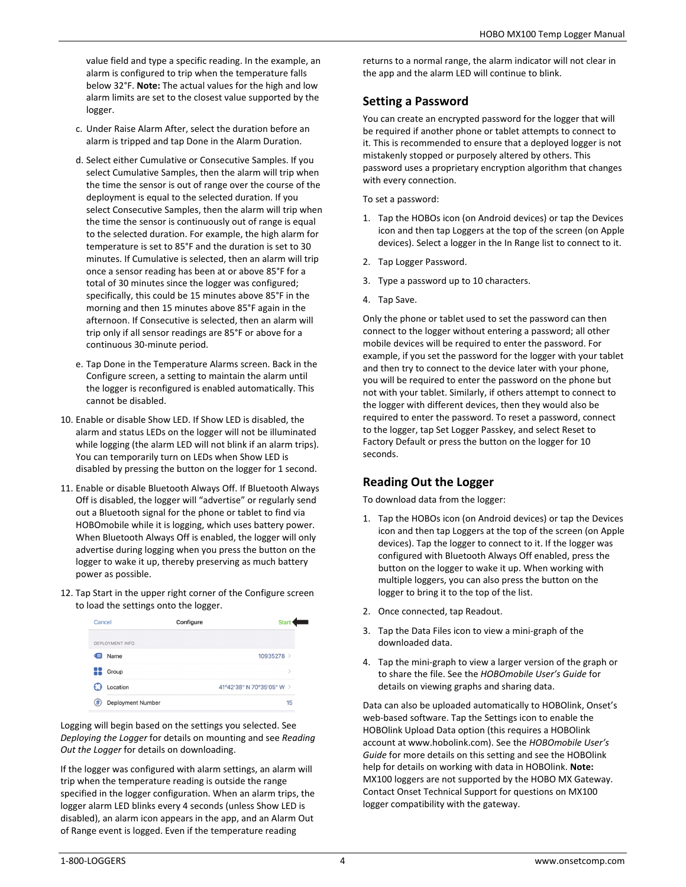value field and type a specific reading. In the example, an alarm is configured to trip when the temperature falls below 32°F. **Note:** The actual values for the high and low alarm limits are set to the closest value supported by the logger.

c. Under Raise Alarm After, select the duration before an alarm is tripped and tap Done in the Alarm Duration.

d. Select either Cumulative or Consecutive Samples. If you select Cumulative Samples, then the alarm will trip when the time the sensor is out of range over the course of the deployment is equal to the selected duration. If you select Consecutive Samples, then the alarm will trip when the time the sensor is continuously out of range is equal to the selected duration. For example, the high alarm for temperature is set to 85°F and the duration is set to 30 minutes. If Cumulative is selected, then an alarm will trip once a sensor reading has been at or above 85°F for a total of 30 minutes since the logger was configured; specifically, this could be 15 minutes above 85°F in the morning and then 15 minutes above 85°F again in the afternoon. If Consecutive is selected, then an alarm will trip only if all sensor readings are 85°F or above for a continuous 30-minute period.

e. Tap Done in the Temperature Alarms screen. Back in the Configure screen, a setting to maintain the alarm until the logger is reconfigured is enabled automatically. This cannot be disabled.

10. Enable or disable Show LED. If Show LED is disabled, the alarm and status LEDs on the logger will not be illuminated while logging (the alarm LED will not blink if an alarm trips). You can temporarily turn on LEDs when Show LED is disabled by pressing the button on the logger for 1 second.

11. Enable or disable Bluetooth Always Off. If Bluetooth Always Off is disabled, the logger will "advertise" or regularly send out a Bluetooth signal for the phone or tablet to find via HOBOmobile while it is logging, which uses battery power. When Bluetooth Always Off is enabled, the logger will only advertise during logging when you press the button on the logger to wake it up, thereby preserving as much battery power as possible.

12. Tap Start in the upper right corner of the Configure screen to load the settings onto the logger.

| Cancel | Configure | Start |
|---|---|---|
| DEPLOYMENT INFO | | |
| Name | | 10935278 |
| Group | | |
| Location | | 41°42'38" N 70°35'05" W |
| Deployment Number | | 15 |

Logging will begin based on the settings you selected. See *Deploying the Logger* for details on mounting and see *Reading Out the Logger* for details on downloading.

If the logger was configured with alarm settings, an alarm will trip when the temperature reading is outside the range specified in the logger configuration. When an alarm trips, the logger alarm LED blinks every 4 seconds (unless Show LED is disabled), an alarm icon appears in the app, and an Alarm Out of Range event is logged. Even if the temperature reading returns to a normal range, the alarm indicator will not clear in the app and the alarm LED will continue to blink.

## Setting a Password

You can create an encrypted password for the logger that will be required if another phone or tablet attempts to connect to it. This is recommended to ensure that a deployed logger is not mistakenly stopped or purposely altered by others. This password uses a proprietary encryption algorithm that changes with every connection.

To set a password:

1. Tap the HOBOs icon (on Android devices) or tap the Devices icon and then tap Loggers at the top of the screen (on Apple devices). Select a logger in the In Range list to connect to it.
2. Tap Logger Password.
3. Type a password up to 10 characters.
4. Tap Save.

Only the phone or tablet used to set the password can then connect to the logger without entering a password; all other mobile devices will be required to enter the password. For example, if you set the password for the logger with your tablet and then try to connect to the device later with your phone, you will be required to enter the password on the phone but not with your tablet. Similarly, if others attempt to connect to the logger with different devices, then they would also be required to enter the password. To reset a password, connect to the logger, tap Set Logger Passkey, and select Reset to Factory Default or press the button on the logger for 10 seconds.

## Reading Out the Logger

To download data from the logger:

1. Tap the HOBOs icon (on Android devices) or tap the Devices icon and then tap Loggers at the top of the screen (on Apple devices). Tap the logger to connect to it. If the logger was configured with Bluetooth Always Off enabled, press the button on the logger to wake it up. When working with multiple loggers, you can also press the button on the logger to bring it to the top of the list.
2. Once connected, tap Readout.
3. Tap the Data Files icon to view a mini-graph of the downloaded data.
4. Tap the mini-graph to view a larger version of the graph or to share the file. See the *HOBOmobile User's Guide* for details on viewing graphs and sharing data.

Data can also be uploaded automatically to HOBOlink, Onset's web-based software. Tap the Settings icon to enable the HOBOlink Upload Data option (this requires a HOBOlink account at www.hobolink.com). See the *HOBOmobile User's Guide* for more details on this setting and see the HOBOlink help for details on working with data in HOBOlink. **Note:** MX100 loggers are not supported by the HOBO MX Gateway. Contact Onset Technical Support for questions on MX100 logger compatibility with the gateway.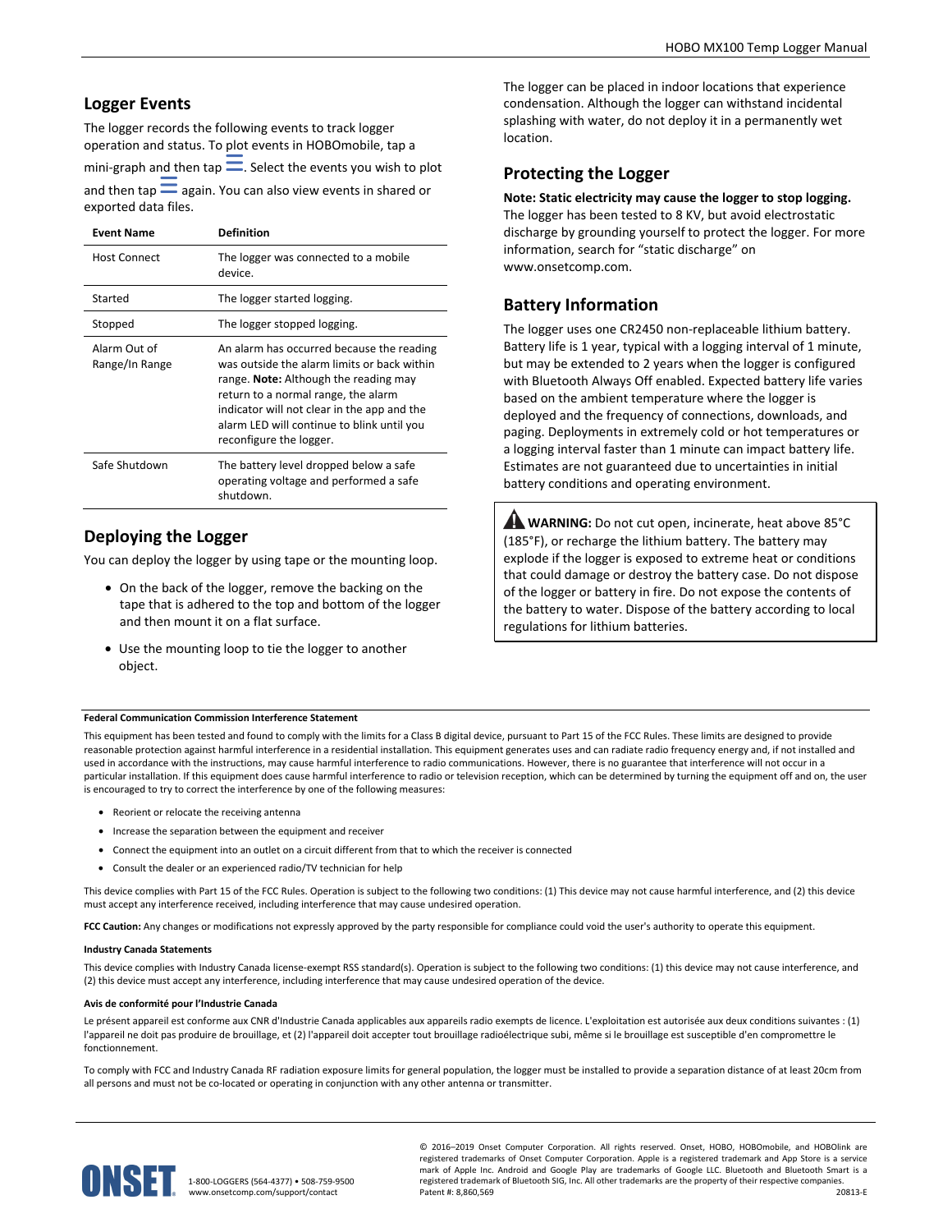## Logger Events

The logger records the following events to track logger operation and status. To plot events in HOBOmobile, tap a mini-graph and then tap ☰. Select the events you wish to plot and then tap ☰ again. You can also view events in shared or exported data files.

| Event Name | Definition |
| --- | --- |
| Host Connect | The logger was connected to a mobile device. |
| Started | The logger started logging. |
| Stopped | The logger stopped logging. |
| Alarm Out of Range/In Range | An alarm has occurred because the reading was outside the alarm limits or back within range. **Note:** Although the reading may return to a normal range, the alarm indicator will not clear in the app and the alarm LED will continue to blink until you reconfigure the logger. |
| Safe Shutdown | The battery level dropped below a safe operating voltage and performed a safe shutdown. |

## Deploying the Logger

You can deploy the logger by using tape or the mounting loop.

- On the back of the logger, remove the backing on the tape that is adhered to the top and bottom of the logger and then mount it on a flat surface.
- Use the mounting loop to tie the logger to another object.

The logger can be placed in indoor locations that experience condensation. Although the logger can withstand incidental splashing with water, do not deploy it in a permanently wet location.

## Protecting the Logger

**Note: Static electricity may cause the logger to stop logging.** The logger has been tested to 8 KV, but avoid electrostatic discharge by grounding yourself to protect the logger. For more information, search for "static discharge" on www.onsetcomp.com.

## Battery Information

The logger uses one CR2450 non-replaceable lithium battery. Battery life is 1 year, typical with a logging interval of 1 minute, but may be extended to 2 years when the logger is configured with Bluetooth Always Off enabled. Expected battery life varies based on the ambient temperature where the logger is deployed and the frequency of connections, downloads, and paging. Deployments in extremely cold or hot temperatures or a logging interval faster than 1 minute can impact battery life. Estimates are not guaranteed due to uncertainties in initial battery conditions and operating environment.

> ⚠ **WARNING:** Do not cut open, incinerate, heat above 85°C (185°F), or recharge the lithium battery. The battery may explode if the logger is exposed to extreme heat or conditions that could damage or destroy the battery case. Do not dispose of the logger or battery in fire. Do not expose the contents of the battery to water. Dispose of the battery according to local regulations for lithium batteries.

**Federal Communication Commission Interference Statement**

This equipment has been tested and found to comply with the limits for a Class B digital device, pursuant to Part 15 of the FCC Rules. These limits are designed to provide reasonable protection against harmful interference in a residential installation. This equipment generates uses and can radiate radio frequency energy and, if not installed and used in accordance with the instructions, may cause harmful interference to radio communications. However, there is no guarantee that interference will not occur in a particular installation. If this equipment does cause harmful interference to radio or television reception, which can be determined by turning the equipment off and on, the user is encouraged to try to correct the interference by one of the following measures:

- Reorient or relocate the receiving antenna
- Increase the separation between the equipment and receiver
- Connect the equipment into an outlet on a circuit different from that to which the receiver is connected
- Consult the dealer or an experienced radio/TV technician for help

This device complies with Part 15 of the FCC Rules. Operation is subject to the following two conditions: (1) This device may not cause harmful interference, and (2) this device must accept any interference received, including interference that may cause undesired operation.

**FCC Caution:** Any changes or modifications not expressly approved by the party responsible for compliance could void the user's authority to operate this equipment.

**Industry Canada Statements**

This device complies with Industry Canada license-exempt RSS standard(s). Operation is subject to the following two conditions: (1) this device may not cause interference, and (2) this device must accept any interference, including interference that may cause undesired operation of the device.

**Avis de conformité pour l'Industrie Canada**

Le présent appareil est conforme aux CNR d'Industrie Canada applicables aux appareils radio exempts de licence. L'exploitation est autorisée aux deux conditions suivantes : (1) l'appareil ne doit pas produire de brouillage, et (2) l'appareil doit accepter tout brouillage radioélectrique subi, même si le brouillage est susceptible d'en compromettre le fonctionnement.

To comply with FCC and Industry Canada RF radiation exposure limits for general population, the logger must be installed to provide a separation distance of at least 20cm from all persons and must not be co-located or operating in conjunction with any other antenna or transmitter.

ONSET

1-800-LOGGERS (564-4377) • 508-759-9500
www.onsetcomp.com/support/contact

© 2016–2019 Onset Computer Corporation. All rights reserved. Onset, HOBO, HOBOmobile, and HOBOlink are registered trademarks of Onset Computer Corporation. Apple is a registered trademark and App Store is a service mark of Apple Inc. Android and Google Play are trademarks of Google LLC. Bluetooth and Bluetooth Smart is a registered trademark of Bluetooth SIG, Inc. All other trademarks are the property of their respective companies.
Patent #: 8,860,569

20813-E